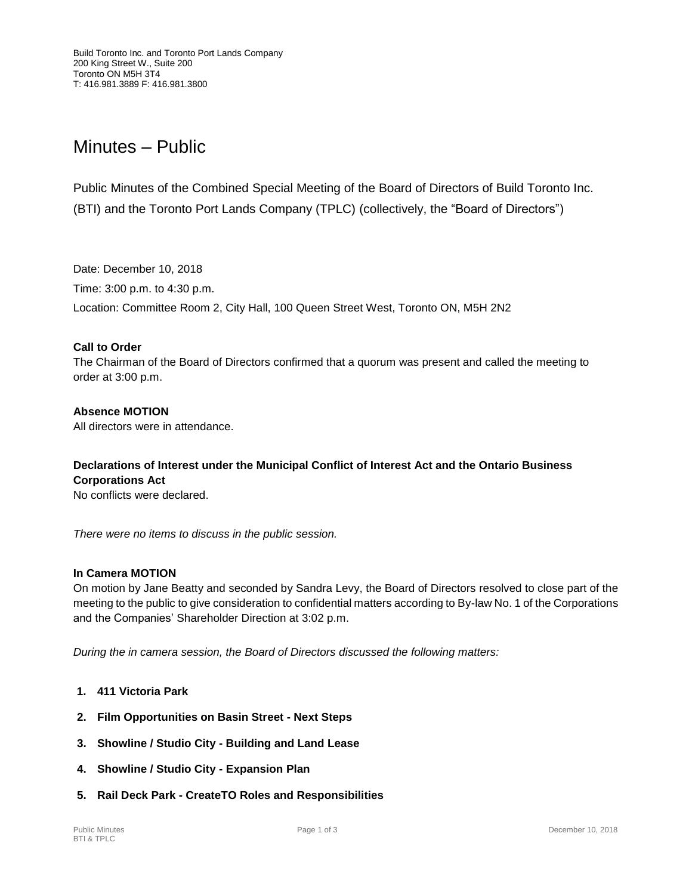Build Toronto Inc. and Toronto Port Lands Company
200 King Street W., Suite 200
Toronto ON M5H 3T4
T: 416.981.3889 F: 416.981.3800

# Minutes – Public

Public Minutes of the Combined Special Meeting of the Board of Directors of Build Toronto Inc. (BTI) and the Toronto Port Lands Company (TPLC) (collectively, the "Board of Directors")

Date: December 10, 2018

Time: 3:00 p.m. to 4:30 p.m.

Location: Committee Room 2, City Hall, 100 Queen Street West, Toronto ON, M5H 2N2

**Call to Order**
The Chairman of the Board of Directors confirmed that a quorum was present and called the meeting to order at 3:00 p.m.

**Absence MOTION**
All directors were in attendance.

**Declarations of Interest under the Municipal Conflict of Interest Act and the Ontario Business Corporations Act**
No conflicts were declared.

*There were no items to discuss in the public session.*

**In Camera MOTION**
On motion by Jane Beatty and seconded by Sandra Levy, the Board of Directors resolved to close part of the meeting to the public to give consideration to confidential matters according to By-law No. 1 of the Corporations and the Companies' Shareholder Direction at 3:02 p.m.

*During the in camera session, the Board of Directors discussed the following matters:*

1. **411 Victoria Park**
2. **Film Opportunities on Basin Street - Next Steps**
3. **Showline / Studio City - Building and Land Lease**
4. **Showline / Studio City - Expansion Plan**
5. **Rail Deck Park - CreateTO Roles and Responsibilities**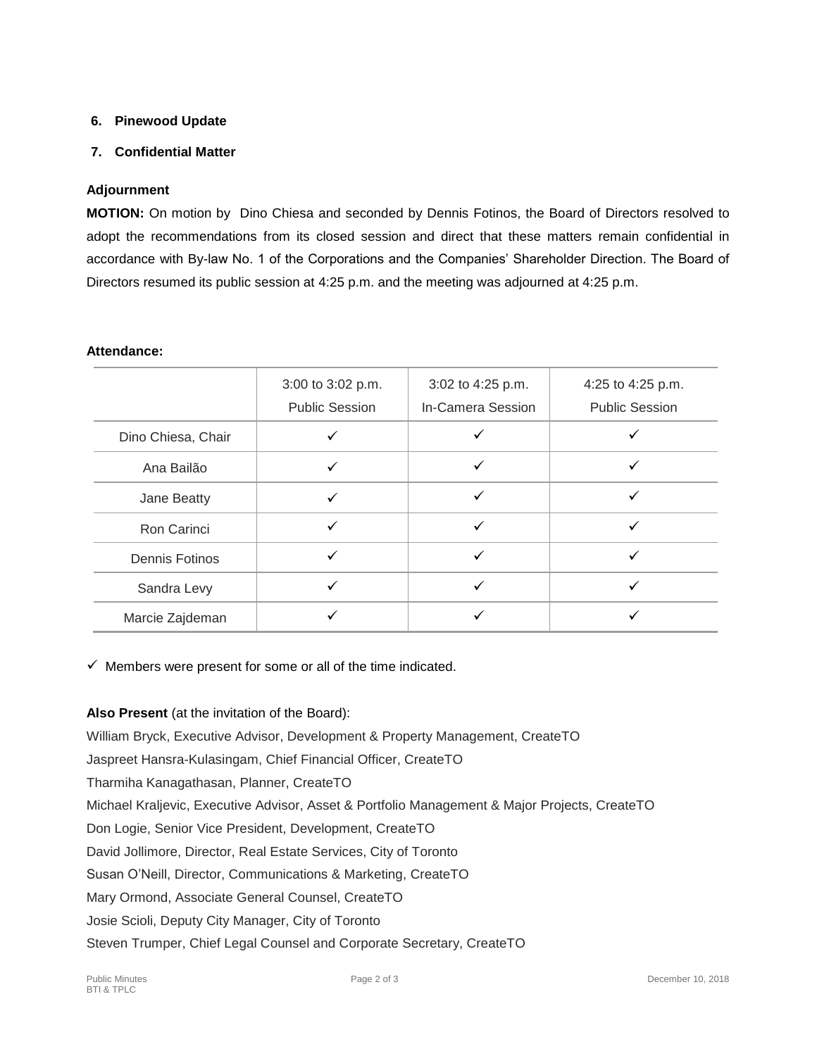6. **Pinewood Update**

7. **Confidential Matter**

**Adjournment**

**MOTION:** On motion by Dino Chiesa and seconded by Dennis Fotinos, the Board of Directors resolved to adopt the recommendations from its closed session and direct that these matters remain confidential in accordance with By-law No. 1 of the Corporations and the Companies' Shareholder Direction. The Board of Directors resumed its public session at 4:25 p.m. and the meeting was adjourned at 4:25 p.m.

**Attendance:**

| | 3:00 to 3:02 p.m. Public Session | 3:02 to 4:25 p.m. In-Camera Session | 4:25 to 4:25 p.m. Public Session |
|---|---|---|---|
| Dino Chiesa, Chair | ✓ | ✓ | ✓ |
| Ana Bailão | ✓ | ✓ | ✓ |
| Jane Beatty | ✓ | ✓ | ✓ |
| Ron Carinci | ✓ | ✓ | ✓ |
| Dennis Fotinos | ✓ | ✓ | ✓ |
| Sandra Levy | ✓ | ✓ | ✓ |
| Marcie Zajdeman | ✓ | ✓ | ✓ |

✓ Members were present for some or all of the time indicated.

**Also Present** (at the invitation of the Board):

William Bryck, Executive Advisor, Development & Property Management, CreateTO
Jaspreet Hansra-Kulasingam, Chief Financial Officer, CreateTO
Tharmiha Kanagathasan, Planner, CreateTO
Michael Kraljevic, Executive Advisor, Asset & Portfolio Management & Major Projects, CreateTO
Don Logie, Senior Vice President, Development, CreateTO
David Jollimore, Director, Real Estate Services, City of Toronto
Susan O'Neill, Director, Communications & Marketing, CreateTO
Mary Ormond, Associate General Counsel, CreateTO
Josie Scioli, Deputy City Manager, City of Toronto
Steven Trumper, Chief Legal Counsel and Corporate Secretary, CreateTO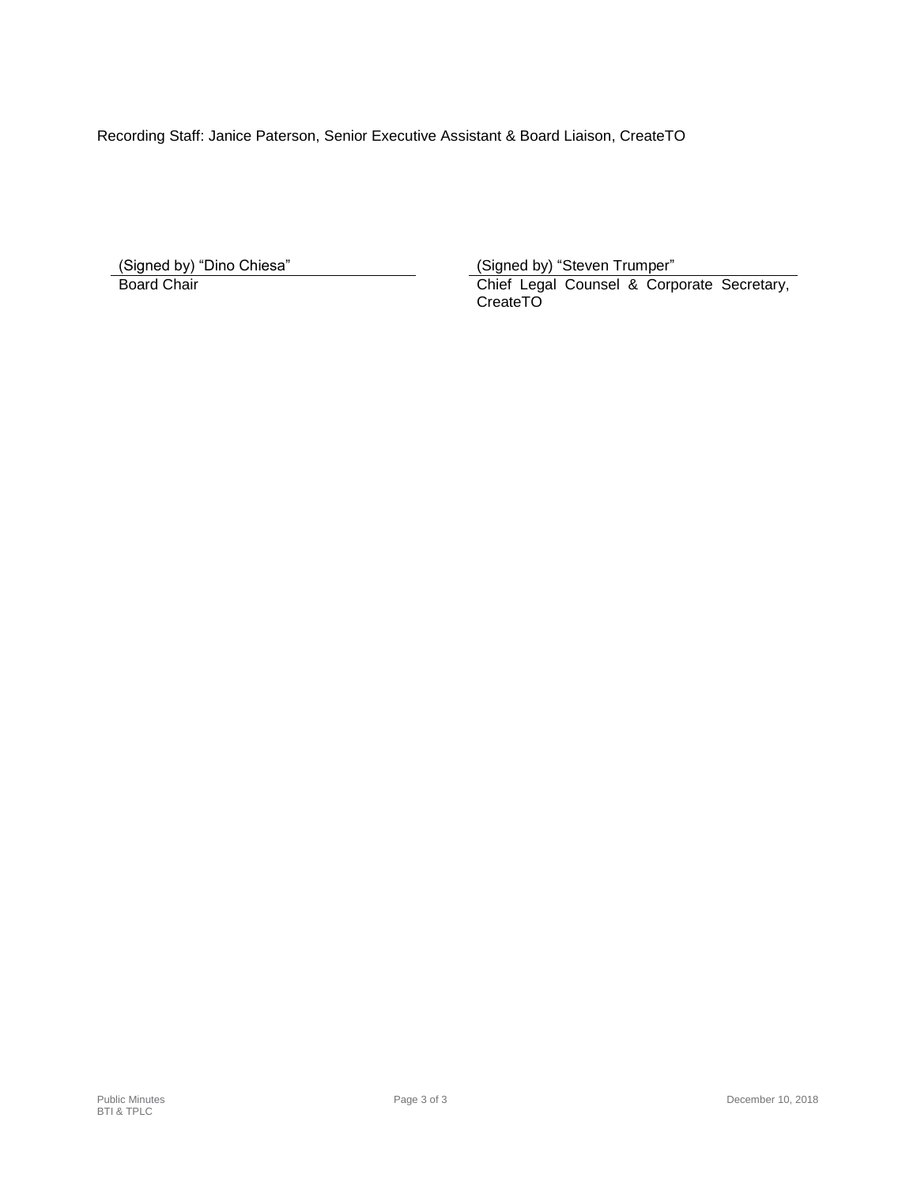Recording Staff: Janice Paterson, Senior Executive Assistant & Board Liaison, CreateTO

| | |
|---|---|
| (Signed by) "Dino Chiesa" | (Signed by) "Steven Trumper" |
| Board Chair | Chief Legal Counsel & Corporate Secretary, CreateTO |